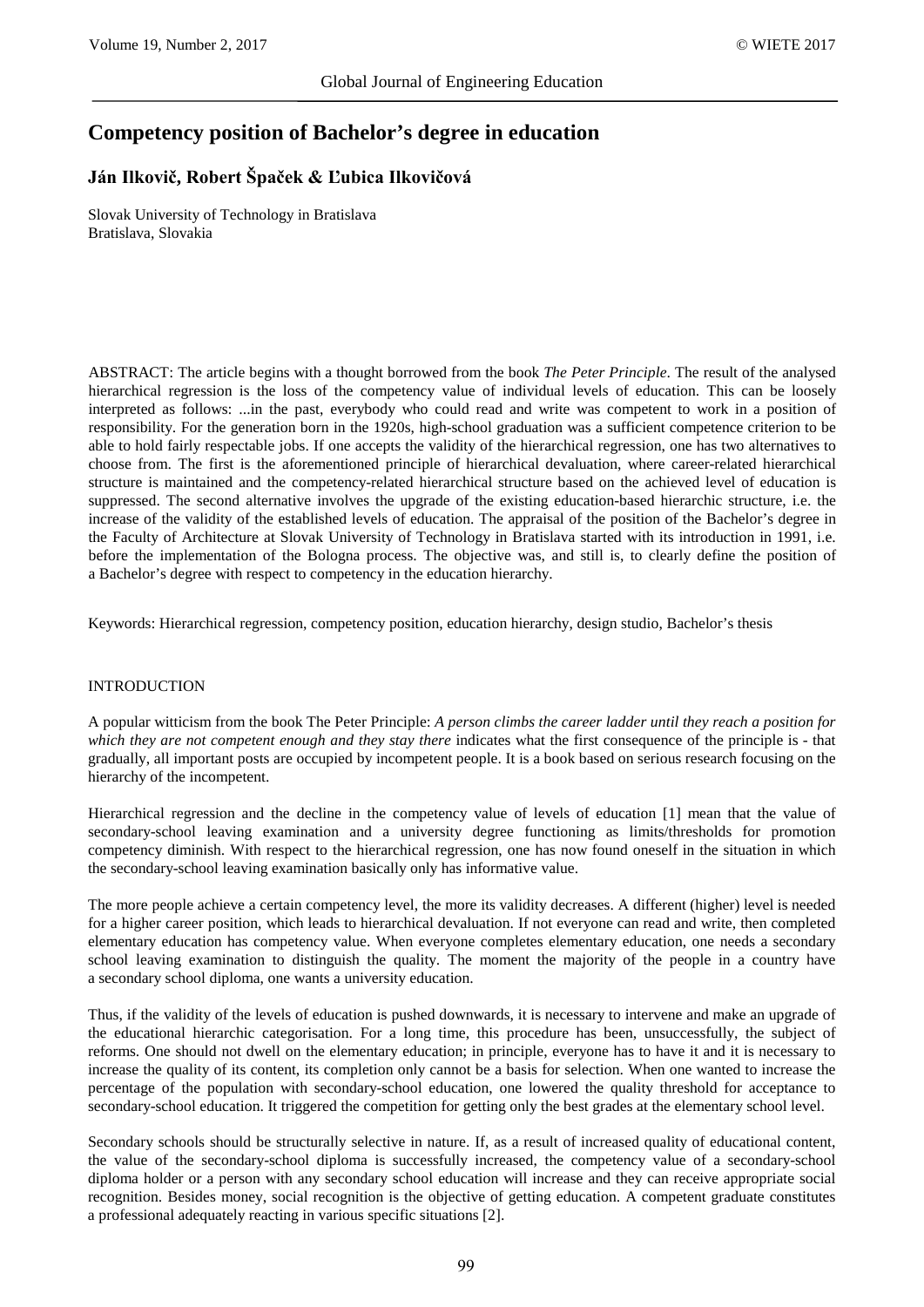# Competency position of Bachelor's degree in education

**Ján Ilkovič, Robert Špaček & Ľubica Ilkovičová**

Slovak University of Technology in Bratislava
Bratislava, Slovakia

ABSTRACT: The article begins with a thought borrowed from the book *The Peter Principle*. The result of the analysed hierarchical regression is the loss of the competency value of individual levels of education. This can be loosely interpreted as follows: ...in the past, everybody who could read and write was competent to work in a position of responsibility. For the generation born in the 1920s, high-school graduation was a sufficient competence criterion to be able to hold fairly respectable jobs. If one accepts the validity of the hierarchical regression, one has two alternatives to choose from. The first is the aforementioned principle of hierarchical devaluation, where career-related hierarchical structure is maintained and the competency-related hierarchical structure based on the achieved level of education is suppressed. The second alternative involves the upgrade of the existing education-based hierarchic structure, i.e. the increase of the validity of the established levels of education. The appraisal of the position of the Bachelor's degree in the Faculty of Architecture at Slovak University of Technology in Bratislava started with its introduction in 1991, i.e. before the implementation of the Bologna process. The objective was, and still is, to clearly define the position of a Bachelor's degree with respect to competency in the education hierarchy.

Keywords: Hierarchical regression, competency position, education hierarchy, design studio, Bachelor's thesis

## INTRODUCTION

A popular witticism from the book The Peter Principle: *A person climbs the career ladder until they reach a position for which they are not competent enough and they stay there* indicates what the first consequence of the principle is - that gradually, all important posts are occupied by incompetent people. It is a book based on serious research focusing on the hierarchy of the incompetent.

Hierarchical regression and the decline in the competency value of levels of education [1] mean that the value of secondary-school leaving examination and a university degree functioning as limits/thresholds for promotion competency diminish. With respect to the hierarchical regression, one has now found oneself in the situation in which the secondary-school leaving examination basically only has informative value.

The more people achieve a certain competency level, the more its validity decreases. A different (higher) level is needed for a higher career position, which leads to hierarchical devaluation. If not everyone can read and write, then completed elementary education has competency value. When everyone completes elementary education, one needs a secondary school leaving examination to distinguish the quality. The moment the majority of the people in a country have a secondary school diploma, one wants a university education.

Thus, if the validity of the levels of education is pushed downwards, it is necessary to intervene and make an upgrade of the educational hierarchic categorisation. For a long time, this procedure has been, unsuccessfully, the subject of reforms. One should not dwell on the elementary education; in principle, everyone has to have it and it is necessary to increase the quality of its content, its completion only cannot be a basis for selection. When one wanted to increase the percentage of the population with secondary-school education, one lowered the quality threshold for acceptance to secondary-school education. It triggered the competition for getting only the best grades at the elementary school level.

Secondary schools should be structurally selective in nature. If, as a result of increased quality of educational content, the value of the secondary-school diploma is successfully increased, the competency value of a secondary-school diploma holder or a person with any secondary school education will increase and they can receive appropriate social recognition. Besides money, social recognition is the objective of getting education. A competent graduate constitutes a professional adequately reacting in various specific situations [2].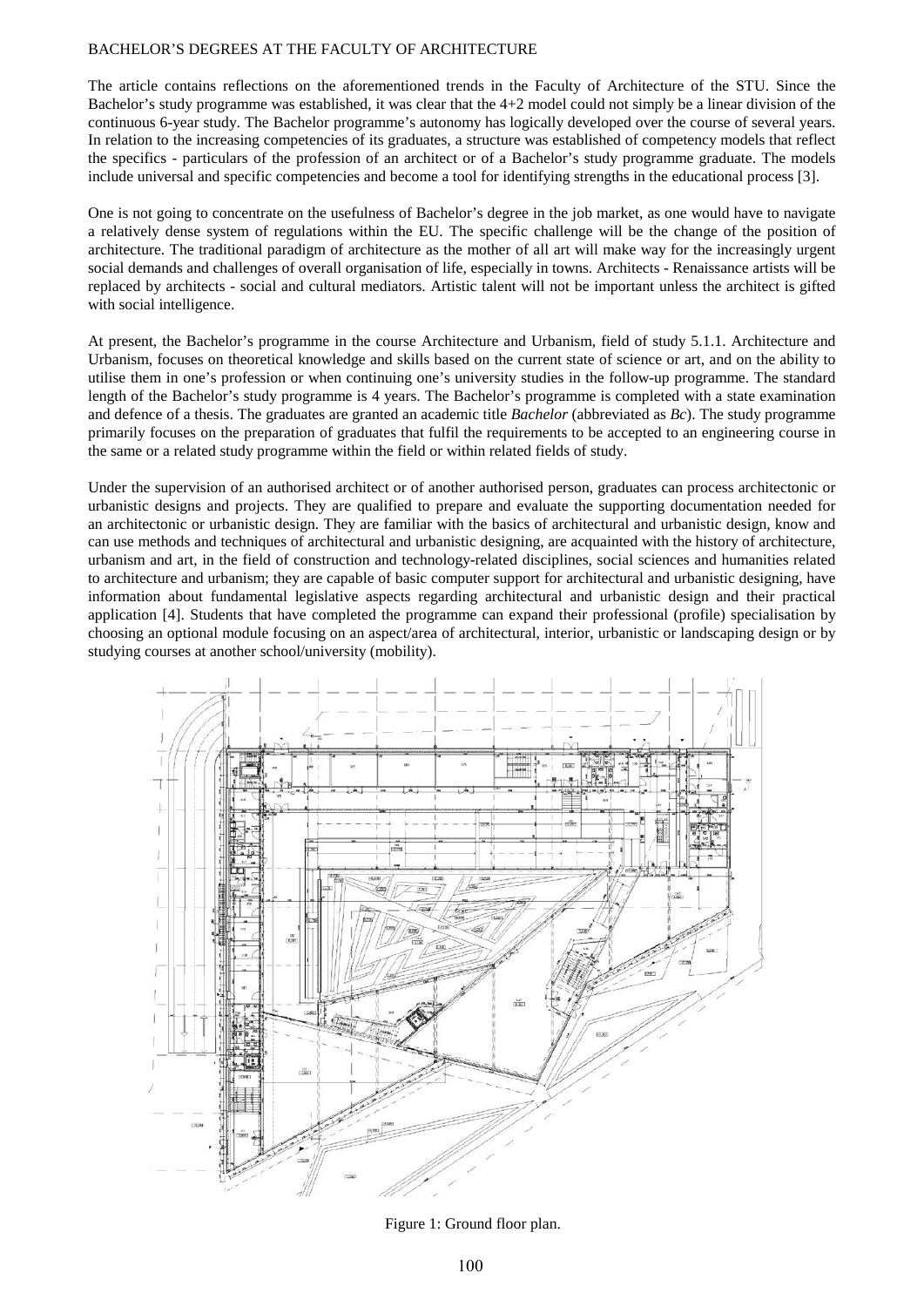BACHELOR'S DEGREES AT THE FACULTY OF ARCHITECTURE

The article contains reflections on the aforementioned trends in the Faculty of Architecture of the STU. Since the Bachelor's study programme was established, it was clear that the 4+2 model could not simply be a linear division of the continuous 6-year study. The Bachelor programme's autonomy has logically developed over the course of several years. In relation to the increasing competencies of its graduates, a structure was established of competency models that reflect the specifics - particulars of the profession of an architect or of a Bachelor's study programme graduate. The models include universal and specific competencies and become a tool for identifying strengths in the educational process [3].

One is not going to concentrate on the usefulness of Bachelor's degree in the job market, as one would have to navigate a relatively dense system of regulations within the EU. The specific challenge will be the change of the position of architecture. The traditional paradigm of architecture as the mother of all art will make way for the increasingly urgent social demands and challenges of overall organisation of life, especially in towns. Architects - Renaissance artists will be replaced by architects - social and cultural mediators. Artistic talent will not be important unless the architect is gifted with social intelligence.

At present, the Bachelor's programme in the course Architecture and Urbanism, field of study 5.1.1. Architecture and Urbanism, focuses on theoretical knowledge and skills based on the current state of science or art, and on the ability to utilise them in one's profession or when continuing one's university studies in the follow-up programme. The standard length of the Bachelor's study programme is 4 years. The Bachelor's programme is completed with a state examination and defence of a thesis. The graduates are granted an academic title *Bachelor* (abbreviated as *Bc*). The study programme primarily focuses on the preparation of graduates that fulfil the requirements to be accepted to an engineering course in the same or a related study programme within the field or within related fields of study.

Under the supervision of an authorised architect or of another authorised person, graduates can process architectonic or urbanistic designs and projects. They are qualified to prepare and evaluate the supporting documentation needed for an architectonic or urbanistic design. They are familiar with the basics of architectural and urbanistic design, know and can use methods and techniques of architectural and urbanistic designing, are acquainted with the history of architecture, urbanism and art, in the field of construction and technology-related disciplines, social sciences and humanities related to architecture and urbanism; they are capable of basic computer support for architectural and urbanistic designing, have information about fundamental legislative aspects regarding architectural and urbanistic design and their practical application [4]. Students that have completed the programme can expand their professional (profile) specialisation by choosing an optional module focusing on an aspect/area of architectural, interior, urbanistic or landscaping design or by studying courses at another school/university (mobility).

Figure 1: Ground floor plan.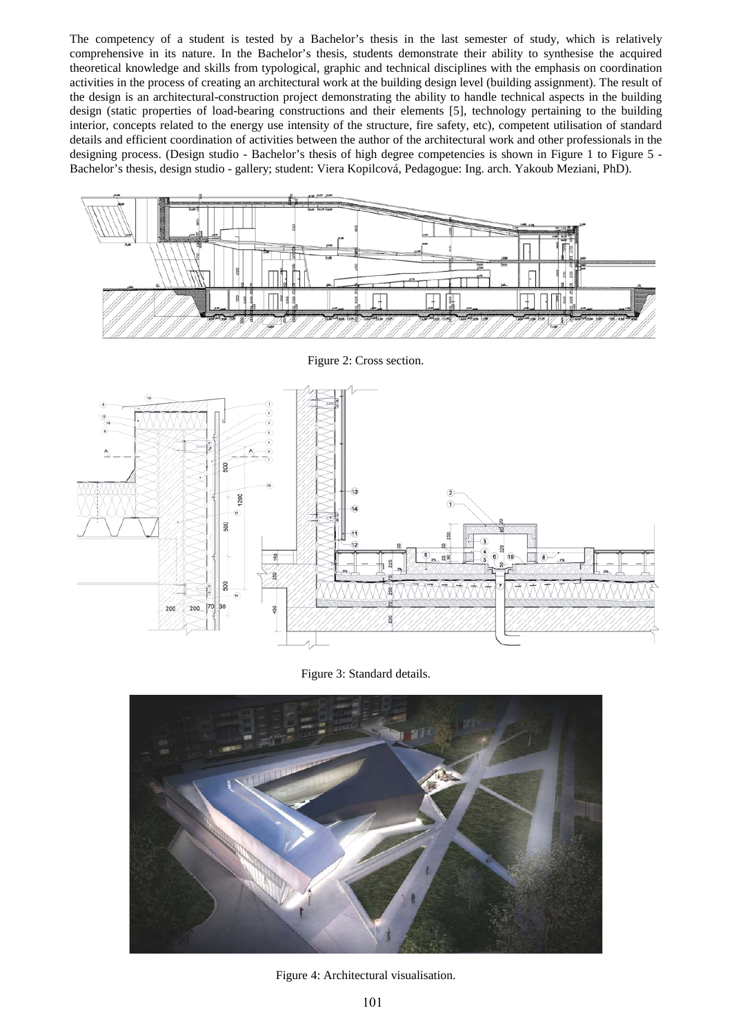The competency of a student is tested by a Bachelor's thesis in the last semester of study, which is relatively comprehensive in its nature. In the Bachelor's thesis, students demonstrate their ability to synthesise the acquired theoretical knowledge and skills from typological, graphic and technical disciplines with the emphasis on coordination activities in the process of creating an architectural work at the building design level (building assignment). The result of the design is an architectural-construction project demonstrating the ability to handle technical aspects in the building design (static properties of load-bearing constructions and their elements [5], technology pertaining to the building interior, concepts related to the energy use intensity of the structure, fire safety, etc), competent utilisation of standard details and efficient coordination of activities between the author of the architectural work and other professionals in the designing process. (Design studio - Bachelor's thesis of high degree competencies is shown in Figure 1 to Figure 5 - Bachelor's thesis, design studio - gallery; student: Viera Kopilcová, Pedagogue: Ing. arch. Yakoub Meziani, PhD).

Figure 2: Cross section.

Figure 3: Standard details.

Figure 4: Architectural visualisation.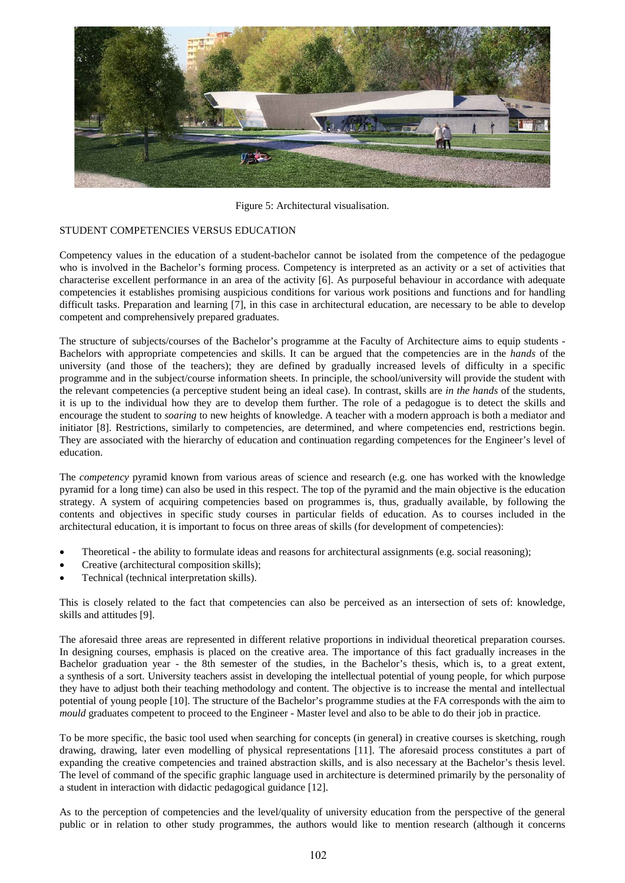Figure 5: Architectural visualisation.

## STUDENT COMPETENCIES VERSUS EDUCATION

Competency values in the education of a student-bachelor cannot be isolated from the competence of the pedagogue who is involved in the Bachelor's forming process. Competency is interpreted as an activity or a set of activities that characterise excellent performance in an area of the activity [6]. As purposeful behaviour in accordance with adequate competencies it establishes promising auspicious conditions for various work positions and functions and for handling difficult tasks. Preparation and learning [7], in this case in architectural education, are necessary to be able to develop competent and comprehensively prepared graduates.

The structure of subjects/courses of the Bachelor's programme at the Faculty of Architecture aims to equip students - Bachelors with appropriate competencies and skills. It can be argued that the competencies are in the *hands* of the university (and those of the teachers); they are defined by gradually increased levels of difficulty in a specific programme and in the subject/course information sheets. In principle, the school/university will provide the student with the relevant competencies (a perceptive student being an ideal case). In contrast, skills are *in the hands* of the students, it is up to the individual how they are to develop them further. The role of a pedagogue is to detect the skills and encourage the student to *soaring* to new heights of knowledge. A teacher with a modern approach is both a mediator and initiator [8]. Restrictions, similarly to competencies, are determined, and where competencies end, restrictions begin. They are associated with the hierarchy of education and continuation regarding competences for the Engineer's level of education.

The *competency* pyramid known from various areas of science and research (e.g. one has worked with the knowledge pyramid for a long time) can also be used in this respect. The top of the pyramid and the main objective is the education strategy. A system of acquiring competencies based on programmes is, thus, gradually available, by following the contents and objectives in specific study courses in particular fields of education. As to courses included in the architectural education, it is important to focus on three areas of skills (for development of competencies):

- Theoretical - the ability to formulate ideas and reasons for architectural assignments (e.g. social reasoning);
- Creative (architectural composition skills);
- Technical (technical interpretation skills).

This is closely related to the fact that competencies can also be perceived as an intersection of sets of: knowledge, skills and attitudes [9].

The aforesaid three areas are represented in different relative proportions in individual theoretical preparation courses. In designing courses, emphasis is placed on the creative area. The importance of this fact gradually increases in the Bachelor graduation year - the 8th semester of the studies, in the Bachelor's thesis, which is, to a great extent, a synthesis of a sort. University teachers assist in developing the intellectual potential of young people, for which purpose they have to adjust both their teaching methodology and content. The objective is to increase the mental and intellectual potential of young people [10]. The structure of the Bachelor's programme studies at the FA corresponds with the aim to *mould* graduates competent to proceed to the Engineer - Master level and also to be able to do their job in practice.

To be more specific, the basic tool used when searching for concepts (in general) in creative courses is sketching, rough drawing, drawing, later even modelling of physical representations [11]. The aforesaid process constitutes a part of expanding the creative competencies and trained abstraction skills, and is also necessary at the Bachelor's thesis level. The level of command of the specific graphic language used in architecture is determined primarily by the personality of a student in interaction with didactic pedagogical guidance [12].

As to the perception of competencies and the level/quality of university education from the perspective of the general public or in relation to other study programmes, the authors would like to mention research (although it concerns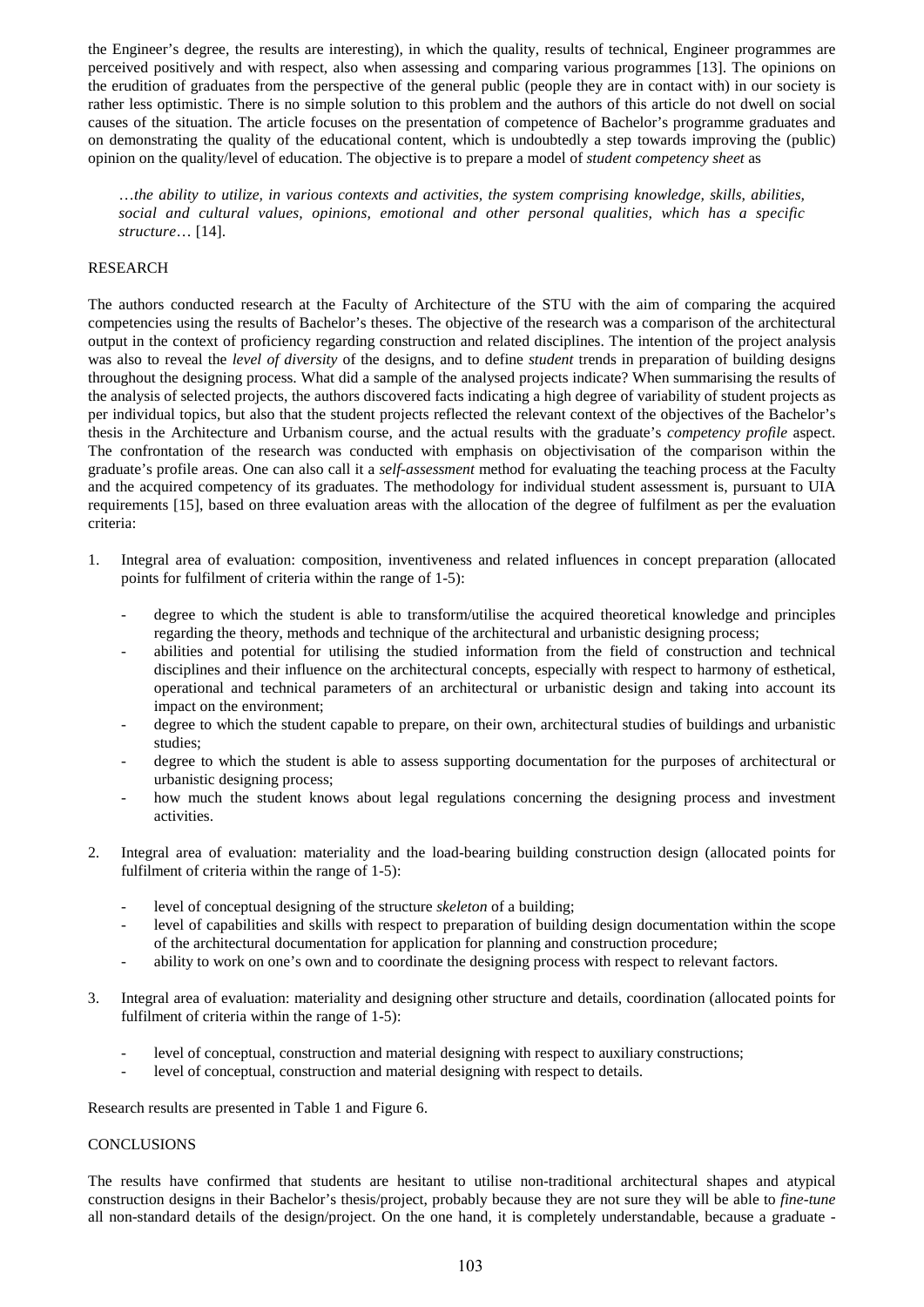the Engineer's degree, the results are interesting), in which the quality, results of technical, Engineer programmes are perceived positively and with respect, also when assessing and comparing various programmes [13]. The opinions on the erudition of graduates from the perspective of the general public (people they are in contact with) in our society is rather less optimistic. There is no simple solution to this problem and the authors of this article do not dwell on social causes of the situation. The article focuses on the presentation of competence of Bachelor's programme graduates and on demonstrating the quality of the educational content, which is undoubtedly a step towards improving the (public) opinion on the quality/level of education. The objective is to prepare a model of *student competency sheet* as

> *…the ability to utilize, in various contexts and activities, the system comprising knowledge, skills, abilities, social and cultural values, opinions, emotional and other personal qualities, which has a specific structure…* [14].

## RESEARCH

The authors conducted research at the Faculty of Architecture of the STU with the aim of comparing the acquired competencies using the results of Bachelor's theses. The objective of the research was a comparison of the architectural output in the context of proficiency regarding construction and related disciplines. The intention of the project analysis was also to reveal the *level of diversity* of the designs, and to define *student* trends in preparation of building designs throughout the designing process. What did a sample of the analysed projects indicate? When summarising the results of the analysis of selected projects, the authors discovered facts indicating a high degree of variability of student projects as per individual topics, but also that the student projects reflected the relevant context of the objectives of the Bachelor's thesis in the Architecture and Urbanism course, and the actual results with the graduate's *competency profile* aspect. The confrontation of the research was conducted with emphasis on objectivisation of the comparison within the graduate's profile areas. One can also call it a *self-assessment* method for evaluating the teaching process at the Faculty and the acquired competency of its graduates. The methodology for individual student assessment is, pursuant to UIA requirements [15], based on three evaluation areas with the allocation of the degree of fulfilment as per the evaluation criteria:

1. Integral area of evaluation: composition, inventiveness and related influences in concept preparation (allocated points for fulfilment of criteria within the range of 1-5):
   - degree to which the student is able to transform/utilise the acquired theoretical knowledge and principles regarding the theory, methods and technique of the architectural and urbanistic designing process;
   - abilities and potential for utilising the studied information from the field of construction and technical disciplines and their influence on the architectural concepts, especially with respect to harmony of esthetical, operational and technical parameters of an architectural or urbanistic design and taking into account its impact on the environment;
   - degree to which the student capable to prepare, on their own, architectural studies of buildings and urbanistic studies;
   - degree to which the student is able to assess supporting documentation for the purposes of architectural or urbanistic designing process;
   - how much the student knows about legal regulations concerning the designing process and investment activities.
2. Integral area of evaluation: materiality and the load-bearing building construction design (allocated points for fulfilment of criteria within the range of 1-5):
   - level of conceptual designing of the structure *skeleton* of a building;
   - level of capabilities and skills with respect to preparation of building design documentation within the scope of the architectural documentation for application for planning and construction procedure;
   - ability to work on one's own and to coordinate the designing process with respect to relevant factors.
3. Integral area of evaluation: materiality and designing other structure and details, coordination (allocated points for fulfilment of criteria within the range of 1-5):
   - level of conceptual, construction and material designing with respect to auxiliary constructions;
   - level of conceptual, construction and material designing with respect to details.

Research results are presented in Table 1 and Figure 6.

## CONCLUSIONS

The results have confirmed that students are hesitant to utilise non-traditional architectural shapes and atypical construction designs in their Bachelor's thesis/project, probably because they are not sure they will be able to *fine-tune* all non-standard details of the design/project. On the one hand, it is completely understandable, because a graduate -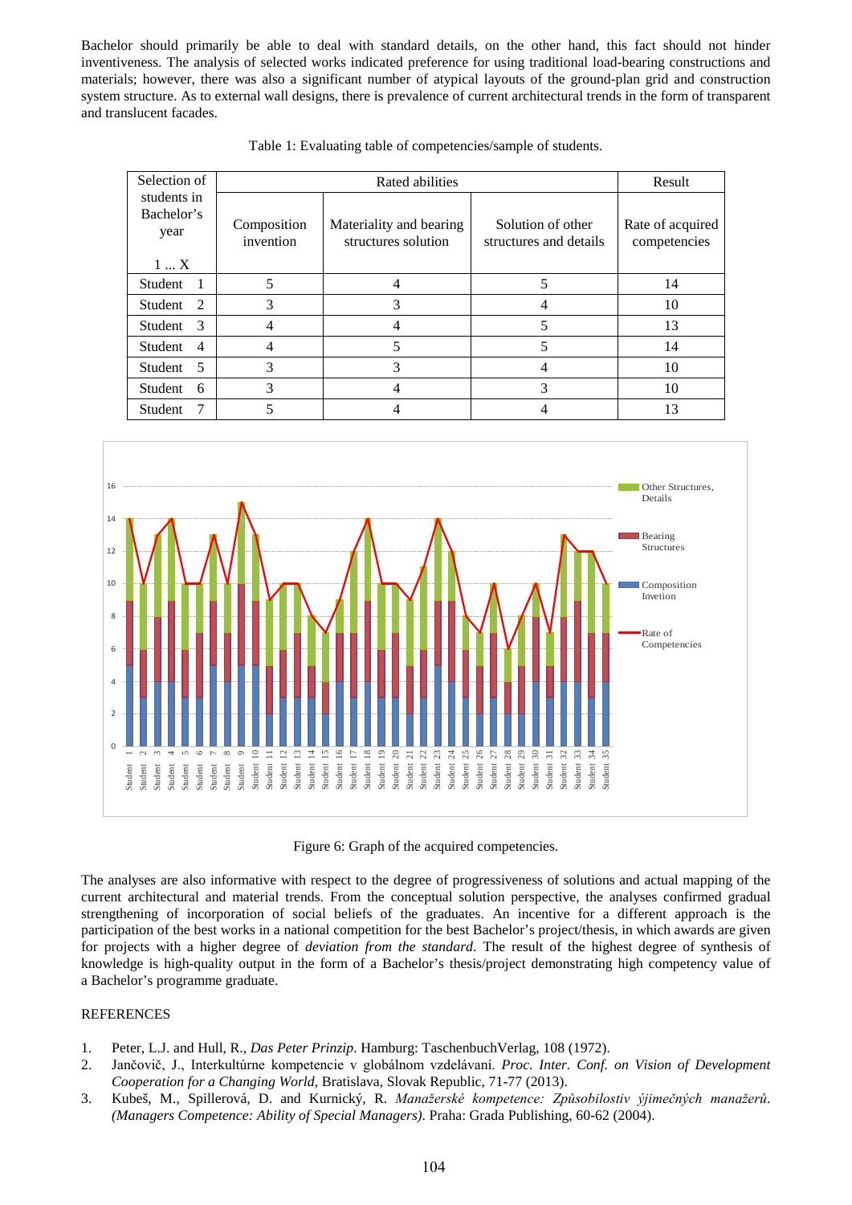Bachelor should primarily be able to deal with standard details, on the other hand, this fact should not hinder inventiveness. The analysis of selected works indicated preference for using traditional load-bearing constructions and materials; however, there was also a significant number of atypical layouts of the ground-plan grid and construction system structure. As to external wall designs, there is prevalence of current architectural trends in the form of transparent and translucent facades.

Table 1: Evaluating table of competencies/sample of students.

| Selection of students in Bachelor's year 1 ... X | Rated abilities | | | Result |
|---|---|---|---|---|
| | Composition invention | Materiality and bearing structures solution | Solution of other structures and details | Rate of acquired competencies |
| Student 1 | 5 | 4 | 5 | 14 |
| Student 2 | 3 | 3 | 4 | 10 |
| Student 3 | 4 | 4 | 5 | 13 |
| Student 4 | 4 | 5 | 5 | 14 |
| Student 5 | 3 | 3 | 4 | 10 |
| Student 6 | 3 | 4 | 3 | 10 |
| Student 7 | 5 | 4 | 4 | 13 |

Figure 6: Graph of the acquired competencies.

The analyses are also informative with respect to the degree of progressiveness of solutions and actual mapping of the current architectural and material trends. From the conceptual solution perspective, the analyses confirmed gradual strengthening of incorporation of social beliefs of the graduates. An incentive for a different approach is the participation of the best works in a national competition for the best Bachelor's project/thesis, in which awards are given for projects with a higher degree of *deviation from the standard*. The result of the highest degree of synthesis of knowledge is high-quality output in the form of a Bachelor's thesis/project demonstrating high competency value of a Bachelor's programme graduate.

REFERENCES

1. Peter, L.J. and Hull, R., *Das Peter Prinzip*. Hamburg: TaschenbuchVerlag, 108 (1972).
2. Jančovič, J., Interkultúrne kompetencie v globálnom vzdelávaní. *Proc. Inter. Conf. on Vision of Development Cooperation for a Changing World*, Bratislava, Slovak Republic, 71-77 (2013).
3. Kubeš, M., Spillerová, D. and Kurnický, R. *Manažerské kompetence: Způsobilostiv ýjimečných manažerů. (Managers Competence: Ability of Special Managers)*. Praha: Grada Publishing, 60-62 (2004).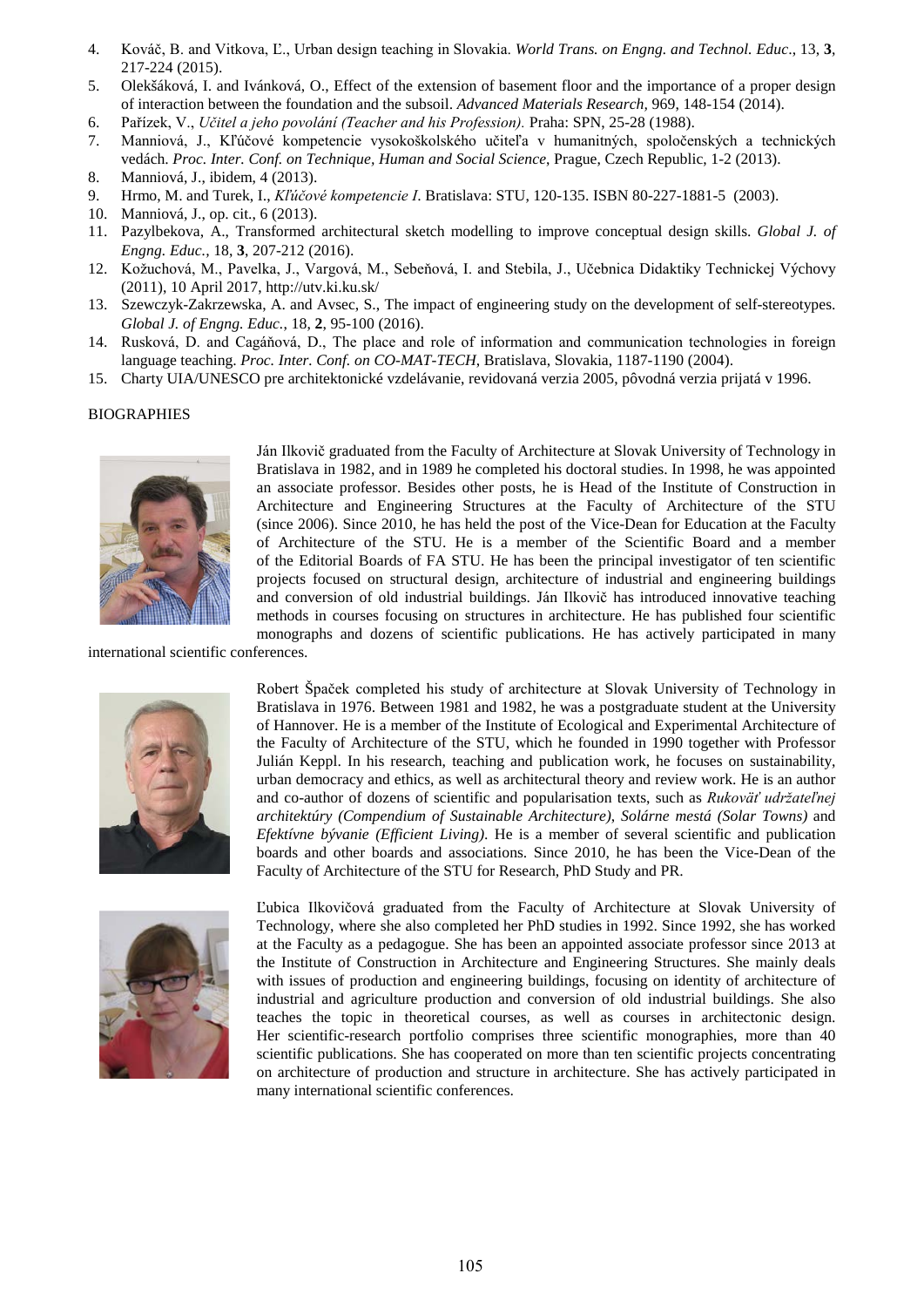4. Kováč, B. and Vitkova, Ľ., Urban design teaching in Slovakia. *World Trans. on Engng. and Technol. Educ*., 13, **3**, 217-224 (2015).
5. Olekšáková, I. and Ivánková, O., Effect of the extension of basement floor and the importance of a proper design of interaction between the foundation and the subsoil. *Advanced Materials Research*, 969, 148-154 (2014).
6. Pařízek, V., *Učitel a jeho povolání (Teacher and his Profession).* Praha: SPN, 25-28 (1988).
7. Manniová, J., Kľúčové kompetencie vysokoškolského učiteľa v humanitných, spoločenských a technických vedách. *Proc. Inter. Conf. on Technique, Human and Social Science*, Prague, Czech Republic, 1-2 (2013).
8. Manniová, J., ibidem, 4 (2013).
9. Hrmo, M. and Turek, I., *Kľúčové kompetencie I*. Bratislava: STU, 120-135. ISBN 80-227-1881-5 (2003).
10. Manniová, J., op. cit., 6 (2013).
11. Pazylbekova, A., Transformed architectural sketch modelling to improve conceptual design skills. *Global J. of Engng. Educ.*, 18, **3**, 207-212 (2016).
12. Kožuchová, M., Pavelka, J., Vargová, M., Sebeňová, I. and Stebila, J., Učebnica Didaktiky Technickej Výchovy (2011), 10 April 2017, http://utv.ki.ku.sk/
13. Szewczyk-Zakrzewska, A. and Avsec, S., The impact of engineering study on the development of self-stereotypes. *Global J. of Engng. Educ.*, 18, **2**, 95-100 (2016).
14. Rusková, D. and Cagáňová, D., The place and role of information and communication technologies in foreign language teaching. *Proc. Inter. Conf. on CO-MAT-TECH*, Bratislava, Slovakia, 1187-1190 (2004).
15. Charty UIA/UNESCO pre architektonické vzdelávanie, revidovaná verzia 2005, pôvodná verzia prijatá v 1996.

BIOGRAPHIES

Ján Ilkovič graduated from the Faculty of Architecture at Slovak University of Technology in Bratislava in 1982, and in 1989 he completed his doctoral studies. In 1998, he was appointed an associate professor. Besides other posts, he is Head of the Institute of Construction in Architecture and Engineering Structures at the Faculty of Architecture of the STU (since 2006). Since 2010, he has held the post of the Vice-Dean for Education at the Faculty of Architecture of the STU. He is a member of the Scientific Board and a member of the Editorial Boards of FA STU. He has been the principal investigator of ten scientific projects focused on structural design, architecture of industrial and engineering buildings and conversion of old industrial buildings. Ján Ilkovič has introduced innovative teaching methods in courses focusing on structures in architecture. He has published four scientific monographs and dozens of scientific publications. He has actively participated in many international scientific conferences.

Robert Špaček completed his study of architecture at Slovak University of Technology in Bratislava in 1976. Between 1981 and 1982, he was a postgraduate student at the University of Hannover. He is a member of the Institute of Ecological and Experimental Architecture of the Faculty of Architecture of the STU, which he founded in 1990 together with Professor Julián Keppl. In his research, teaching and publication work, he focuses on sustainability, urban democracy and ethics, as well as architectural theory and review work. He is an author and co-author of dozens of scientific and popularisation texts, such as *Rukoväť udržateľnej architektúry (Compendium of Sustainable Architecture)*, *Solárne mestá (Solar Towns)* and *Efektívne bývanie (Efficient Living)*. He is a member of several scientific and publication boards and other boards and associations. Since 2010, he has been the Vice-Dean of the Faculty of Architecture of the STU for Research, PhD Study and PR.

Ľubica Ilkovičová graduated from the Faculty of Architecture at Slovak University of Technology, where she also completed her PhD studies in 1992. Since 1992, she has worked at the Faculty as a pedagogue. She has been an appointed associate professor since 2013 at the Institute of Construction in Architecture and Engineering Structures. She mainly deals with issues of production and engineering buildings, focusing on identity of architecture of industrial and agriculture production and conversion of old industrial buildings. She also teaches the topic in theoretical courses, as well as courses in architectonic design. Her scientific-research portfolio comprises three scientific monographies, more than 40 scientific publications. She has cooperated on more than ten scientific projects concentrating on architecture of production and structure in architecture. She has actively participated in many international scientific conferences.